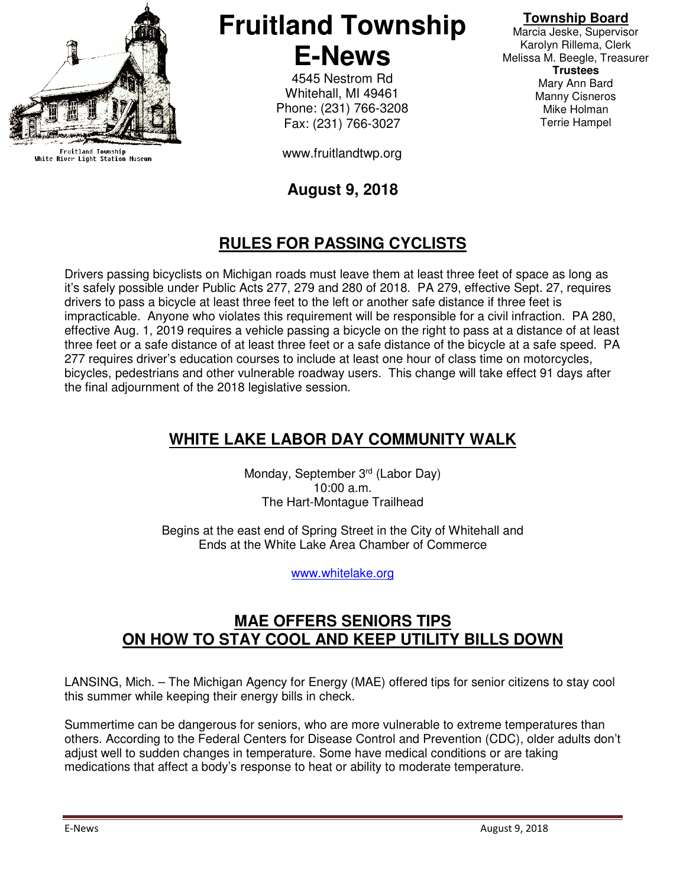Fruitland Township
White River Light Station Museum

# Fruitland Township E-News

4545 Nestrom Rd
Whitehall, MI 49461
Phone: (231) 766-3208
Fax: (231) 766-3027

www.fruitlandtwp.org

**Township Board**
Marcia Jeske, Supervisor
Karolyn Rillema, Clerk
Melissa M. Beegle, Treasurer
**Trustees**
Mary Ann Bard
Manny Cisneros
Mike Holman
Terrie Hampel

**August 9, 2018**

## RULES FOR PASSING CYCLISTS

Drivers passing bicyclists on Michigan roads must leave them at least three feet of space as long as it's safely possible under Public Acts 277, 279 and 280 of 2018. PA 279, effective Sept. 27, requires drivers to pass a bicycle at least three feet to the left or another safe distance if three feet is impracticable. Anyone who violates this requirement will be responsible for a civil infraction. PA 280, effective Aug. 1, 2019 requires a vehicle passing a bicycle on the right to pass at a distance of at least three feet or a safe distance of at least three feet or a safe distance of the bicycle at a safe speed. PA 277 requires driver's education courses to include at least one hour of class time on motorcycles, bicycles, pedestrians and other vulnerable roadway users. This change will take effect 91 days after the final adjournment of the 2018 legislative session.

## WHITE LAKE LABOR DAY COMMUNITY WALK

Monday, September 3rd (Labor Day)
10:00 a.m.
The Hart-Montague Trailhead

Begins at the east end of Spring Street in the City of Whitehall and
Ends at the White Lake Area Chamber of Commerce

www.whitelake.org

## MAE OFFERS SENIORS TIPS ON HOW TO STAY COOL AND KEEP UTILITY BILLS DOWN

LANSING, Mich. – The Michigan Agency for Energy (MAE) offered tips for senior citizens to stay cool this summer while keeping their energy bills in check.

Summertime can be dangerous for seniors, who are more vulnerable to extreme temperatures than others. According to the Federal Centers for Disease Control and Prevention (CDC), older adults don't adjust well to sudden changes in temperature. Some have medical conditions or are taking medications that affect a body's response to heat or ability to moderate temperature.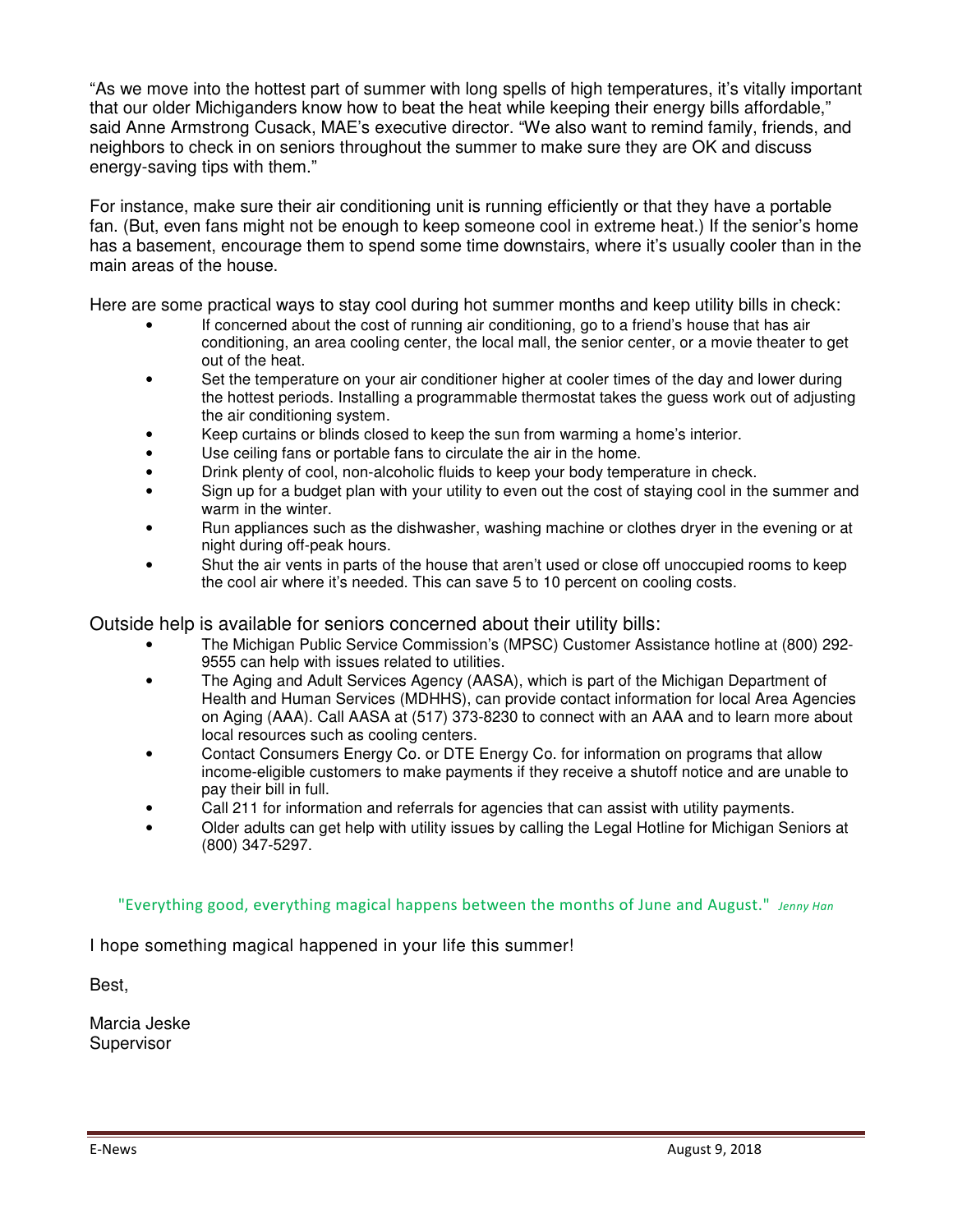"As we move into the hottest part of summer with long spells of high temperatures, it's vitally important that our older Michiganders know how to beat the heat while keeping their energy bills affordable," said Anne Armstrong Cusack, MAE's executive director. "We also want to remind family, friends, and neighbors to check in on seniors throughout the summer to make sure they are OK and discuss energy-saving tips with them."

For instance, make sure their air conditioning unit is running efficiently or that they have a portable fan. (But, even fans might not be enough to keep someone cool in extreme heat.) If the senior's home has a basement, encourage them to spend some time downstairs, where it's usually cooler than in the main areas of the house.

Here are some practical ways to stay cool during hot summer months and keep utility bills in check:

- If concerned about the cost of running air conditioning, go to a friend's house that has air conditioning, an area cooling center, the local mall, the senior center, or a movie theater to get out of the heat.
- Set the temperature on your air conditioner higher at cooler times of the day and lower during the hottest periods. Installing a programmable thermostat takes the guess work out of adjusting the air conditioning system.
- Keep curtains or blinds closed to keep the sun from warming a home's interior.
- Use ceiling fans or portable fans to circulate the air in the home.
- Drink plenty of cool, non-alcoholic fluids to keep your body temperature in check.
- Sign up for a budget plan with your utility to even out the cost of staying cool in the summer and warm in the winter.
- Run appliances such as the dishwasher, washing machine or clothes dryer in the evening or at night during off-peak hours.
- Shut the air vents in parts of the house that aren't used or close off unoccupied rooms to keep the cool air where it's needed. This can save 5 to 10 percent on cooling costs.

Outside help is available for seniors concerned about their utility bills:

- The Michigan Public Service Commission's (MPSC) Customer Assistance hotline at (800) 292-9555 can help with issues related to utilities.
- The Aging and Adult Services Agency (AASA), which is part of the Michigan Department of Health and Human Services (MDHHS), can provide contact information for local Area Agencies on Aging (AAA). Call AASA at (517) 373-8230 to connect with an AAA and to learn more about local resources such as cooling centers.
- Contact Consumers Energy Co. or DTE Energy Co. for information on programs that allow income-eligible customers to make payments if they receive a shutoff notice and are unable to pay their bill in full.
- Call 211 for information and referrals for agencies that can assist with utility payments.
- Older adults can get help with utility issues by calling the Legal Hotline for Michigan Seniors at (800) 347-5297.

"Everything good, everything magical happens between the months of June and August." *Jenny Han*

I hope something magical happened in your life this summer!

Best,

Marcia Jeske
Supervisor